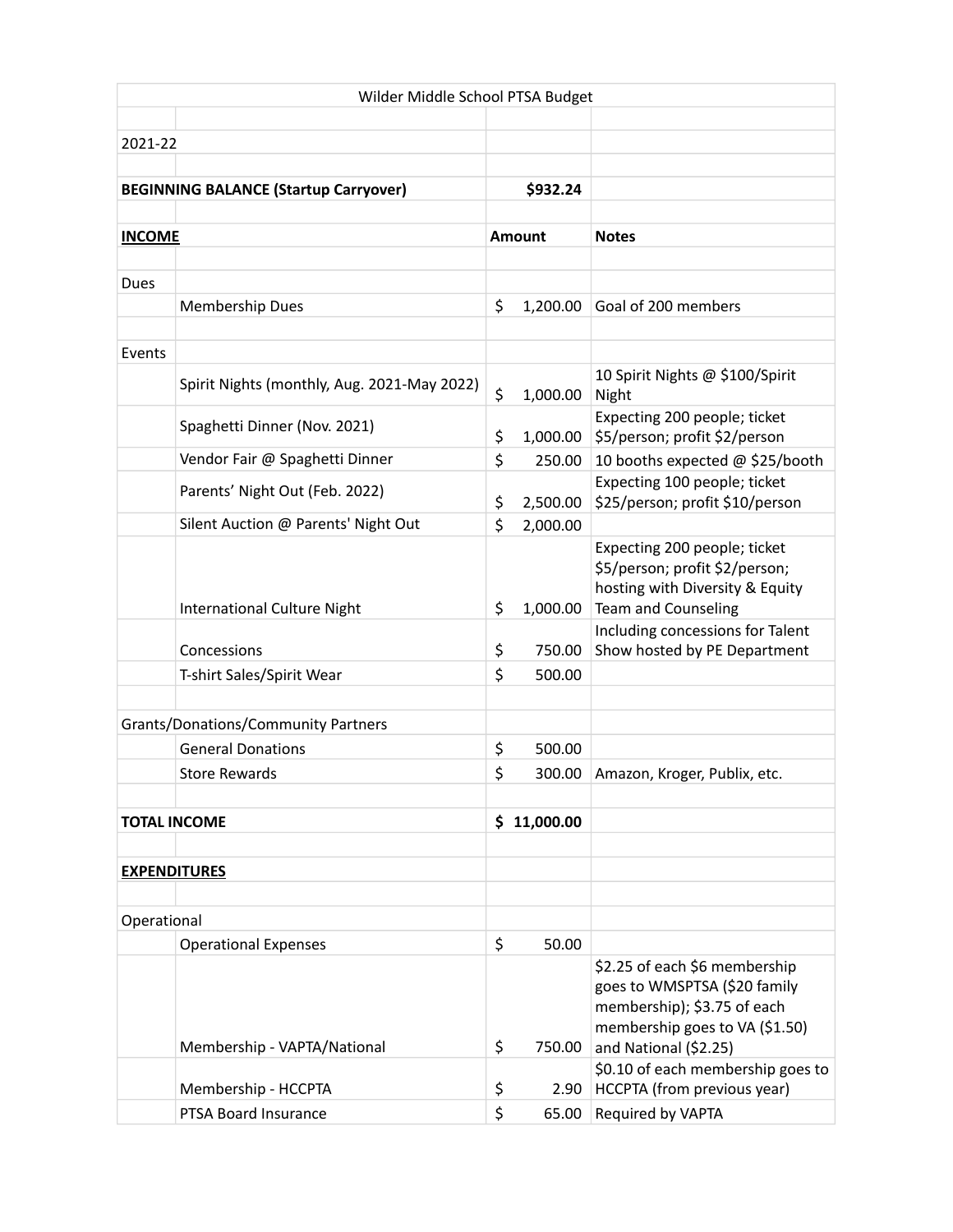| Wilder Middle School PTSA Budget | | | |
|---|---|---|---|
| | | | |
| 2021-22 | | | |
| | | | |
| **BEGINNING BALANCE (Startup Carryover)** | | **$932.24** | |
| | | | |
| **INCOME** | | **Amount** | **Notes** |
| | | | |
| Dues | | | |
| | Membership Dues | $ 1,200.00 | Goal of 200 members |
| | | | |
| Events | | | |
| | Spirit Nights (monthly, Aug. 2021-May 2022) | $ 1,000.00 | 10 Spirit Nights @ $100/Spirit Night |
| | Spaghetti Dinner (Nov. 2021) | $ 1,000.00 | Expecting 200 people; ticket $5/person; profit $2/person |
| | Vendor Fair @ Spaghetti Dinner | $ 250.00 | 10 booths expected @ $25/booth |
| | Parents' Night Out (Feb. 2022) | $ 2,500.00 | Expecting 100 people; ticket $25/person; profit $10/person |
| | Silent Auction @ Parents' Night Out | $ 2,000.00 | |
| | International Culture Night | $ 1,000.00 | Expecting 200 people; ticket $5/person; profit $2/person; hosting with Diversity & Equity Team and Counseling |
| | Concessions | $ 750.00 | Including concessions for Talent Show hosted by PE Department |
| | T-shirt Sales/Spirit Wear | $ 500.00 | |
| | | | |
| Grants/Donations/Community Partners | | | |
| | General Donations | $ 500.00 | |
| | Store Rewards | $ 300.00 | Amazon, Kroger, Publix, etc. |
| | | | |
| **TOTAL INCOME** | | **$ 11,000.00** | |
| | | | |
| **EXPENDITURES** | | | |
| | | | |
| Operational | | | |
| | Operational Expenses | $ 50.00 | |
| | Membership - VAPTA/National | $ 750.00 | $2.25 of each $6 membership goes to WMSPTSA ($20 family membership); $3.75 of each membership goes to VA ($1.50) and National ($2.25) |
| | Membership - HCCPTA | $ 2.90 | $0.10 of each membership goes to HCCPTA (from previous year) |
| | PTSA Board Insurance | $ 65.00 | Required by VAPTA |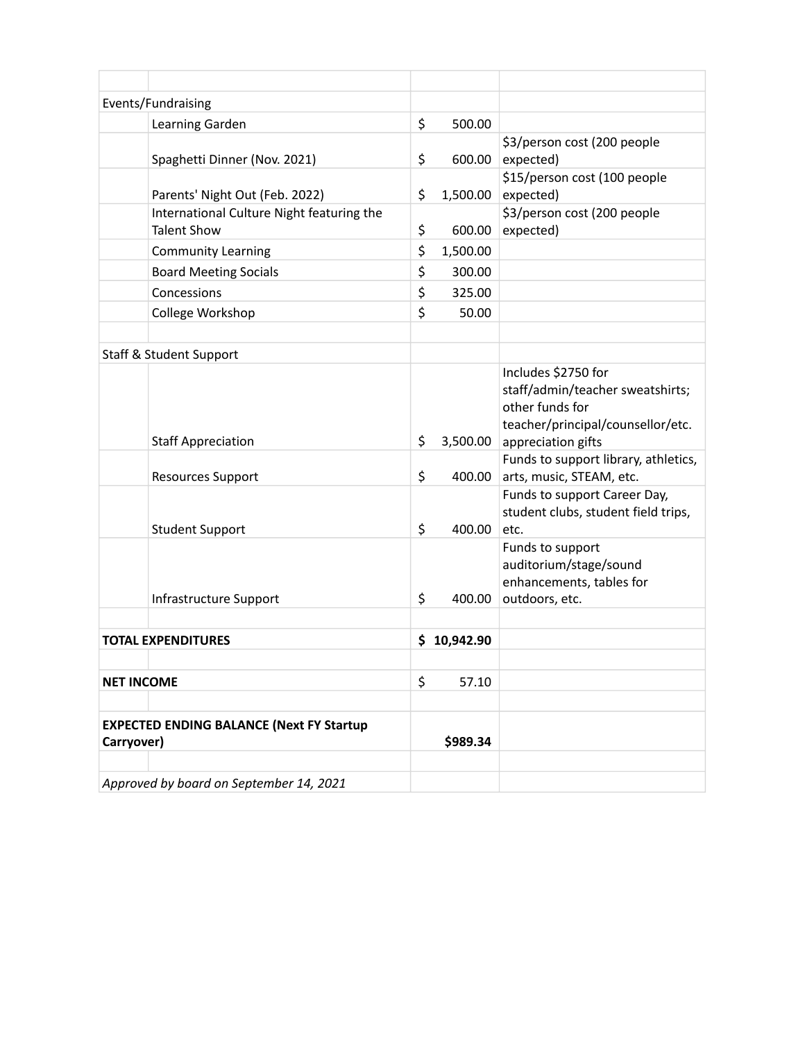| | | | |
|---|---|---|---|
| | | | |
| Events/Fundraising | | | |
| | Learning Garden | $ 500.00 | |
| | Spaghetti Dinner (Nov. 2021) | $ 600.00 | $3/person cost (200 people expected) |
| | Parents' Night Out (Feb. 2022) | $ 1,500.00 | $15/person cost (100 people expected) |
| | International Culture Night featuring the Talent Show | $ 600.00 | $3/person cost (200 people expected) |
| | Community Learning | $ 1,500.00 | |
| | Board Meeting Socials | $ 300.00 | |
| | Concessions | $ 325.00 | |
| | College Workshop | $ 50.00 | |
| | | | |
| Staff & Student Support | | | |
| | Staff Appreciation | $ 3,500.00 | Includes $2750 for staff/admin/teacher sweatshirts; other funds for teacher/principal/counsellor/etc. appreciation gifts |
| | Resources Support | $ 400.00 | Funds to support library, athletics, arts, music, STEAM, etc. |
| | Student Support | $ 400.00 | Funds to support Career Day, student clubs, student field trips, etc. |
| | Infrastructure Support | $ 400.00 | Funds to support auditorium/stage/sound enhancements, tables for outdoors, etc. |
| | | | |
| **TOTAL EXPENDITURES** | | **$ 10,942.90** | |
| | | | |
| **NET INCOME** | | $ 57.10 | |
| | | | |
| **EXPECTED ENDING BALANCE (Next FY Startup Carryover)** | | **$989.34** | |
| | | | |
| *Approved by board on September 14, 2021* | | | |